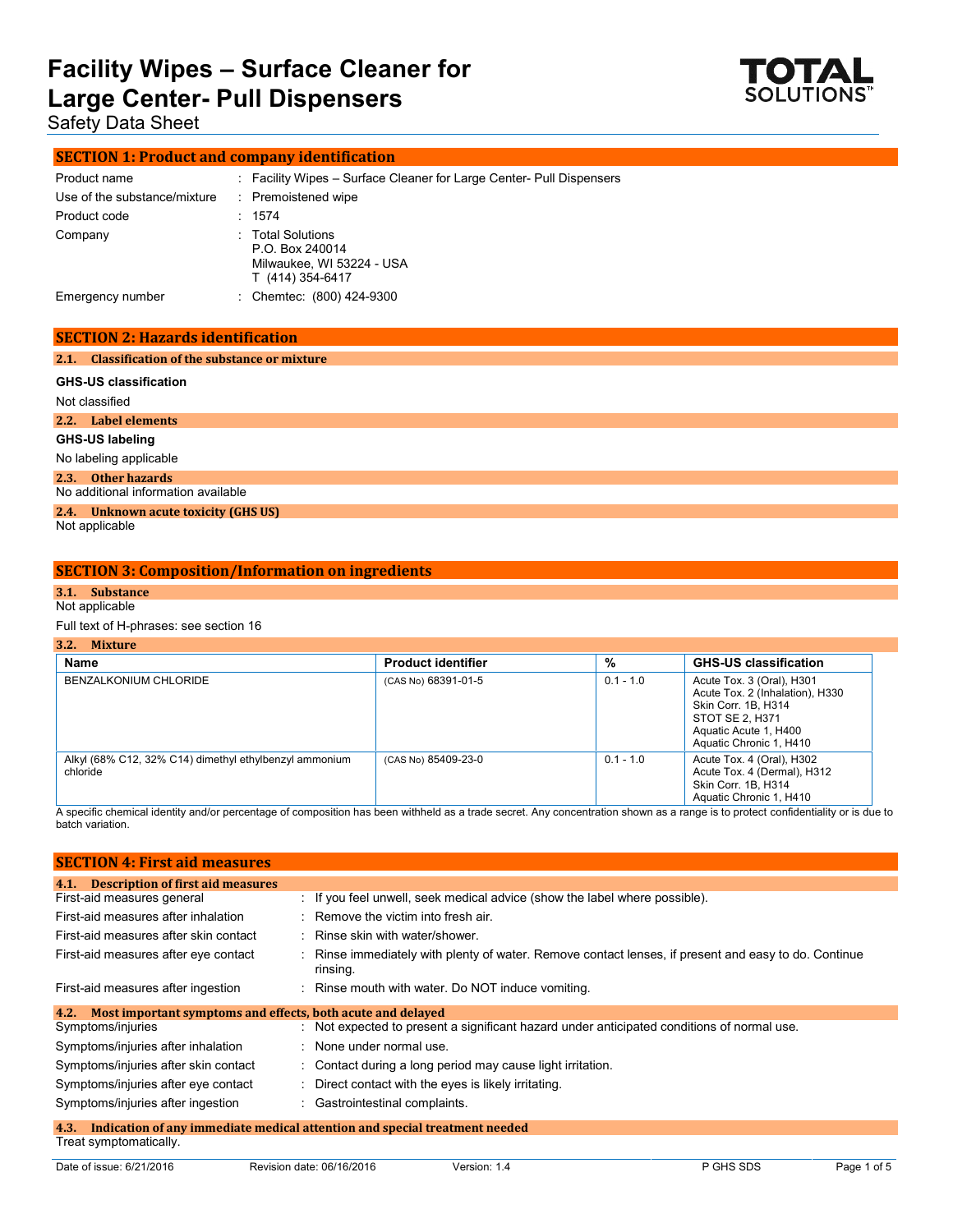# Facility Wipes – Surface Cleaner for Large Center- Pull Dispensers

Safety Data Sheet

## SECTION 1: Product and company identification

| | |
|---|---|
| Product name | : Facility Wipes – Surface Cleaner for Large Center- Pull Dispensers |
| Use of the substance/mixture | : Premoistened wipe |
| Product code | : 1574 |
| Company | : Total Solutions<br>P.O. Box 240014<br>Milwaukee, WI 53224 - USA<br>T (414) 354-6417 |
| Emergency number | : Chemtec: (800) 424-9300 |

## SECTION 2: Hazards identification

### 2.1. Classification of the substance or mixture

**GHS-US classification**

Not classified

### 2.2. Label elements

**GHS-US labeling**

No labeling applicable

### 2.3. Other hazards

No additional information available

### 2.4. Unknown acute toxicity (GHS US)

Not applicable

## SECTION 3: Composition/Information on ingredients

### 3.1. Substance

Not applicable

Full text of H-phrases: see section 16

### 3.2. Mixture

| Name | Product identifier | % | GHS-US classification |
|---|---|---|---|
| BENZALKONIUM CHLORIDE | (CAS No) 68391-01-5 | 0.1 - 1.0 | Acute Tox. 3 (Oral), H301<br>Acute Tox. 2 (Inhalation), H330<br>Skin Corr. 1B, H314<br>STOT SE 2, H371<br>Aquatic Acute 1, H400<br>Aquatic Chronic 1, H410 |
| Alkyl (68% C12, 32% C14) dimethyl ethylbenzyl ammonium chloride | (CAS No) 85409-23-0 | 0.1 - 1.0 | Acute Tox. 4 (Oral), H302<br>Acute Tox. 4 (Dermal), H312<br>Skin Corr. 1B, H314<br>Aquatic Chronic 1, H410 |

A specific chemical identity and/or percentage of composition has been withheld as a trade secret. Any concentration shown as a range is to protect confidentiality or is due to batch variation.

## SECTION 4: First aid measures

### 4.1. Description of first aid measures

| | |
|---|---|
| First-aid measures general | : If you feel unwell, seek medical advice (show the label where possible). |
| First-aid measures after inhalation | : Remove the victim into fresh air. |
| First-aid measures after skin contact | : Rinse skin with water/shower. |
| First-aid measures after eye contact | : Rinse immediately with plenty of water. Remove contact lenses, if present and easy to do. Continue rinsing. |
| First-aid measures after ingestion | : Rinse mouth with water. Do NOT induce vomiting. |

### 4.2. Most important symptoms and effects, both acute and delayed

| | |
|---|---|
| Symptoms/injuries | : Not expected to present a significant hazard under anticipated conditions of normal use. |
| Symptoms/injuries after inhalation | : None under normal use. |
| Symptoms/injuries after skin contact | : Contact during a long period may cause light irritation. |
| Symptoms/injuries after eye contact | : Direct contact with the eyes is likely irritating. |
| Symptoms/injuries after ingestion | : Gastrointestinal complaints. |

### 4.3. Indication of any immediate medical attention and special treatment needed

Treat symptomatically.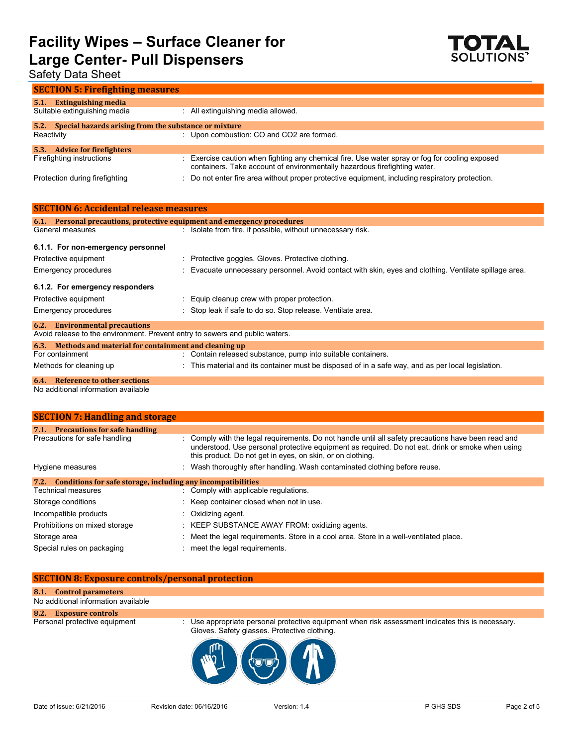## SECTION 5: Firefighting measures

### 5.1. Extinguishing media

| | |
|---|---|
| Suitable extinguishing media | : All extinguishing media allowed. |

### 5.2. Special hazards arising from the substance or mixture

| | |
|---|---|
| Reactivity | : Upon combustion: CO and $CO_2$ are formed. |

### 5.3. Advice for firefighters

| | |
|---|---|
| Firefighting instructions | : Exercise caution when fighting any chemical fire. Use water spray or fog for cooling exposed containers. Take account of environmentally hazardous firefighting water. |
| Protection during firefighting | : Do not enter fire area without proper protective equipment, including respiratory protection. |

## SECTION 6: Accidental release measures

### 6.1. Personal precautions, protective equipment and emergency procedures

| | |
|---|---|
| General measures | : Isolate from fire, if possible, without unnecessary risk. |

#### 6.1.1. For non-emergency personnel

| | |
|---|---|
| Protective equipment | : Protective goggles. Gloves. Protective clothing. |
| Emergency procedures | : Evacuate unnecessary personnel. Avoid contact with skin, eyes and clothing. Ventilate spillage area. |

#### 6.1.2. For emergency responders

| | |
|---|---|
| Protective equipment | : Equip cleanup crew with proper protection. |
| Emergency procedures | : Stop leak if safe to do so. Stop release. Ventilate area. |

### 6.2. Environmental precautions

Avoid release to the environment. Prevent entry to sewers and public waters.

### 6.3. Methods and material for containment and cleaning up

| | |
|---|---|
| For containment | : Contain released substance, pump into suitable containers. |
| Methods for cleaning up | : This material and its container must be disposed of in a safe way, and as per local legislation. |

### 6.4. Reference to other sections

No additional information available

## SECTION 7: Handling and storage

### 7.1. Precautions for safe handling

| | |
|---|---|
| Precautions for safe handling | : Comply with the legal requirements. Do not handle until all safety precautions have been read and understood. Use personal protective equipment as required. Do not eat, drink or smoke when using this product. Do not get in eyes, on skin, or on clothing. |
| Hygiene measures | : Wash thoroughly after handling. Wash contaminated clothing before reuse. |

### 7.2. Conditions for safe storage, including any incompatibilities

| | |
|---|---|
| Technical measures | : Comply with applicable regulations. |
| Storage conditions | : Keep container closed when not in use. |
| Incompatible products | : Oxidizing agent. |
| Prohibitions on mixed storage | : KEEP SUBSTANCE AWAY FROM: oxidizing agents. |
| Storage area | : Meet the legal requirements. Store in a cool area. Store in a well-ventilated place. |
| Special rules on packaging | : meet the legal requirements. |

## SECTION 8: Exposure controls/personal protection

### 8.1. Control parameters

No additional information available

### 8.2. Exposure controls

| | |
|---|---|
| Personal protective equipment | : Use appropriate personal protective equipment when risk assessment indicates this is necessary. Gloves. Safety glasses. Protective clothing. |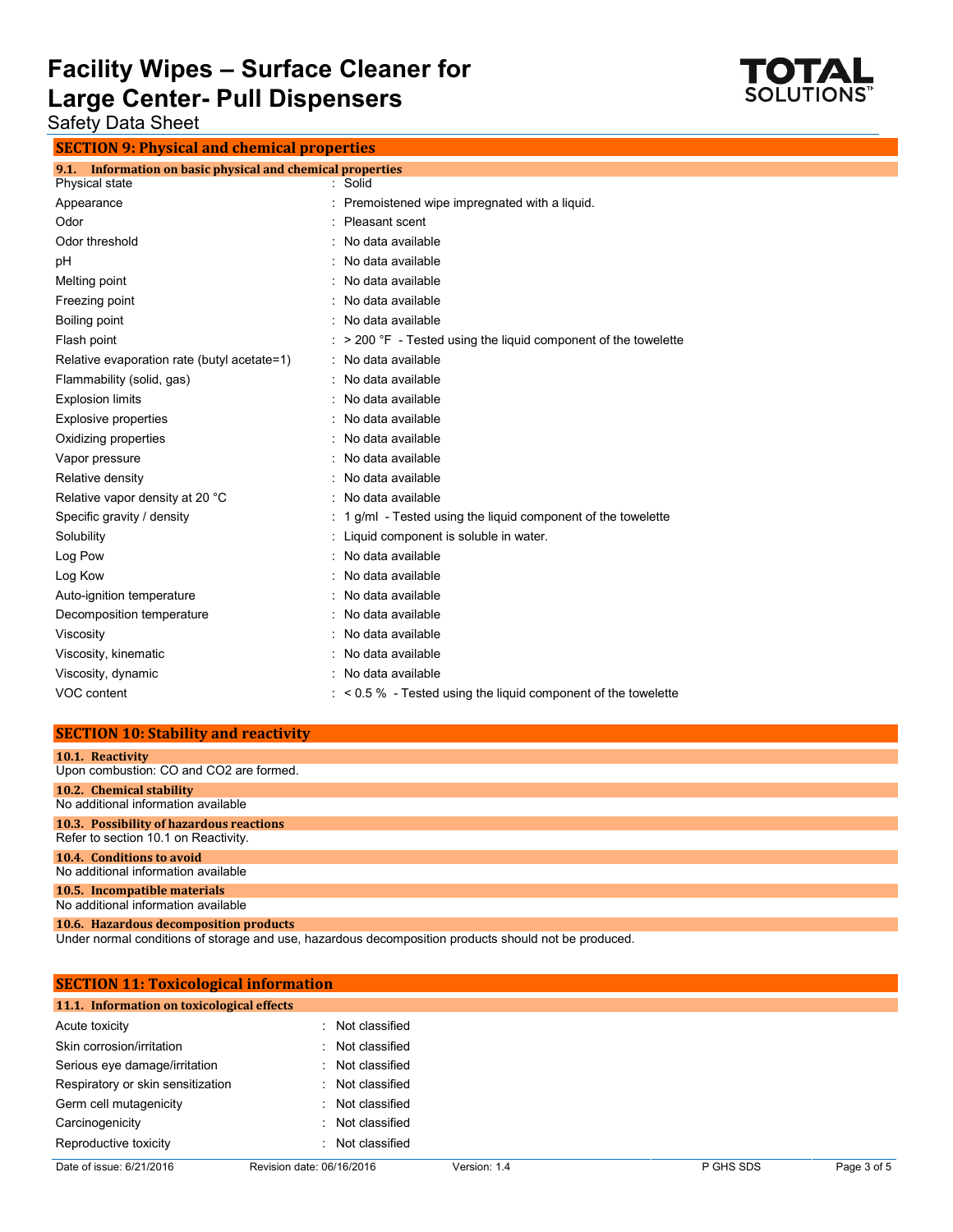## SECTION 9: Physical and chemical properties

### 9.1. Information on basic physical and chemical properties

| Property | Value |
|---|---|
| Physical state | : Solid |
| Appearance | : Premoistened wipe impregnated with a liquid. |
| Odor | : Pleasant scent |
| Odor threshold | : No data available |
| pH | : No data available |
| Melting point | : No data available |
| Freezing point | : No data available |
| Boiling point | : No data available |
| Flash point | : > 200 °F - Tested using the liquid component of the towelette |
| Relative evaporation rate (butyl acetate=1) | : No data available |
| Flammability (solid, gas) | : No data available |
| Explosion limits | : No data available |
| Explosive properties | : No data available |
| Oxidizing properties | : No data available |
| Vapor pressure | : No data available |
| Relative density | : No data available |
| Relative vapor density at 20 °C | : No data available |
| Specific gravity / density | : 1 g/ml - Tested using the liquid component of the towelette |
| Solubility | : Liquid component is soluble in water. |
| Log Pow | : No data available |
| Log Kow | : No data available |
| Auto-ignition temperature | : No data available |
| Decomposition temperature | : No data available |
| Viscosity | : No data available |
| Viscosity, kinematic | : No data available |
| Viscosity, dynamic | : No data available |
| VOC content | : < 0.5 % - Tested using the liquid component of the towelette |

## SECTION 10: Stability and reactivity

### 10.1. Reactivity

Upon combustion: CO and $CO_2$ are formed.

### 10.2. Chemical stability

No additional information available

### 10.3. Possibility of hazardous reactions

Refer to section 10.1 on Reactivity.

### 10.4. Conditions to avoid

No additional information available

### 10.5. Incompatible materials

No additional information available

### 10.6. Hazardous decomposition products

Under normal conditions of storage and use, hazardous decomposition products should not be produced.

## SECTION 11: Toxicological information

### 11.1. Information on toxicological effects

| Effect | Classification |
|---|---|
| Acute toxicity | : Not classified |
| Skin corrosion/irritation | : Not classified |
| Serious eye damage/irritation | : Not classified |
| Respiratory or skin sensitization | : Not classified |
| Germ cell mutagenicity | : Not classified |
| Carcinogenicity | : Not classified |
| Reproductive toxicity | : Not classified |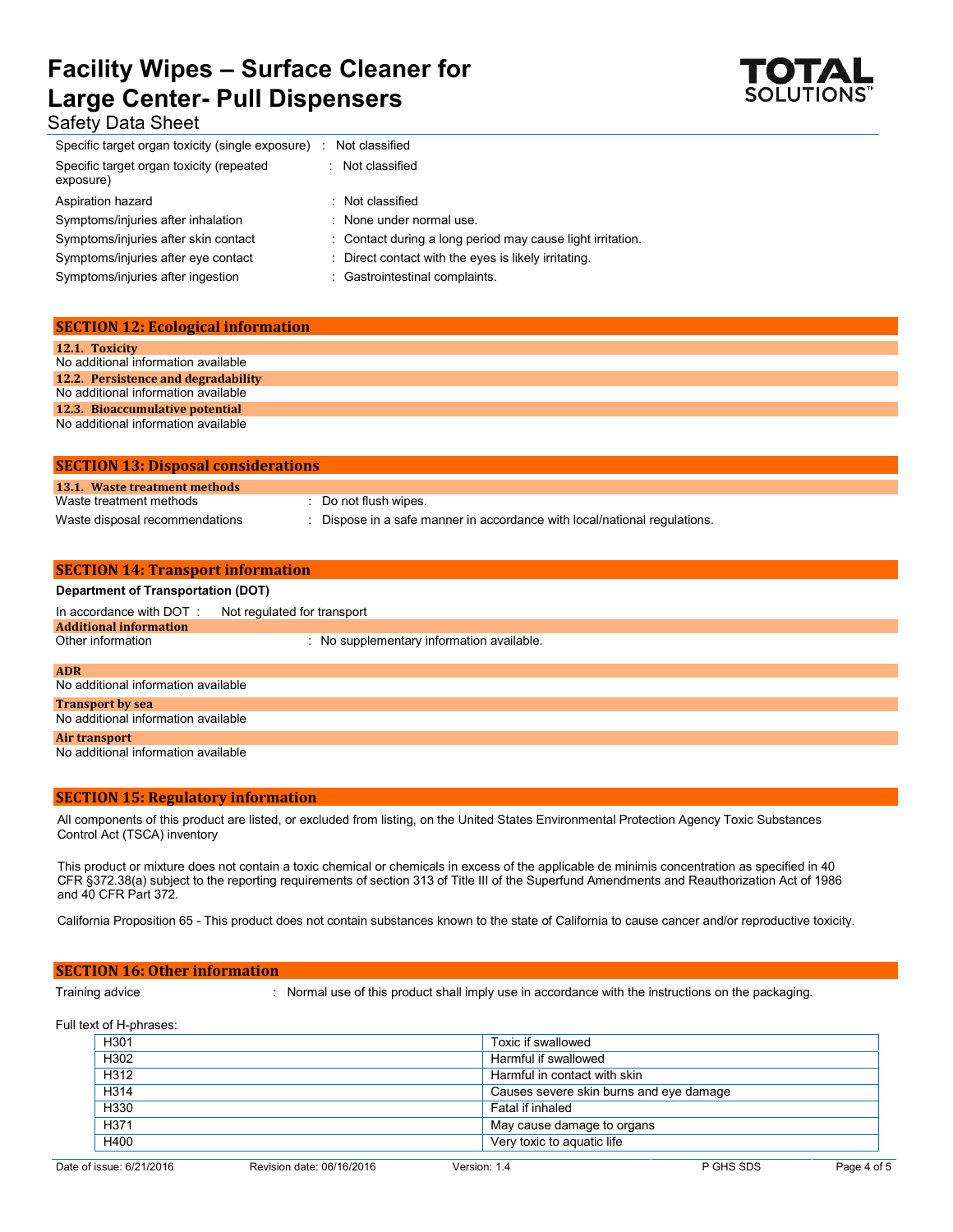| | |
|---|---|
| Specific target organ toxicity (single exposure) | : Not classified |
| Specific target organ toxicity (repeated exposure) | : Not classified |
| Aspiration hazard | : Not classified |
| Symptoms/injuries after inhalation | : None under normal use. |
| Symptoms/injuries after skin contact | : Contact during a long period may cause light irritation. |
| Symptoms/injuries after eye contact | : Direct contact with the eyes is likely irritating. |
| Symptoms/injuries after ingestion | : Gastrointestinal complaints. |

## SECTION 12: Ecological information

### 12.1. Toxicity

No additional information available

### 12.2. Persistence and degradability

No additional information available

### 12.3. Bioaccumulative potential

No additional information available

## SECTION 13: Disposal considerations

### 13.1. Waste treatment methods

| | |
|---|---|
| Waste treatment methods | : Do not flush wipes. |
| Waste disposal recommendations | : Dispose in a safe manner in accordance with local/national regulations. |

## SECTION 14: Transport information

**Department of Transportation (DOT)**

In accordance with DOT : Not regulated for transport

### Additional information

Other information : No supplementary information available.

### ADR

No additional information available

### Transport by sea

No additional information available

### Air transport

No additional information available

## SECTION 15: Regulatory information

All components of this product are listed, or excluded from listing, on the United States Environmental Protection Agency Toxic Substances Control Act (TSCA) inventory

This product or mixture does not contain a toxic chemical or chemicals in excess of the applicable de minimis concentration as specified in 40 CFR §372.38(a) subject to the reporting requirements of section 313 of Title III of the Superfund Amendments and Reauthorization Act of 1986 and 40 CFR Part 372.

California Proposition 65 - This product does not contain substances known to the state of California to cause cancer and/or reproductive toxicity.

## SECTION 16: Other information

Training advice : Normal use of this product shall imply use in accordance with the instructions on the packaging.

Full text of H-phrases:

| | |
|---|---|
| H301 | Toxic if swallowed |
| H302 | Harmful if swallowed |
| H312 | Harmful in contact with skin |
| H314 | Causes severe skin burns and eye damage |
| H330 | Fatal if inhaled |
| H371 | May cause damage to organs |
| H400 | Very toxic to aquatic life |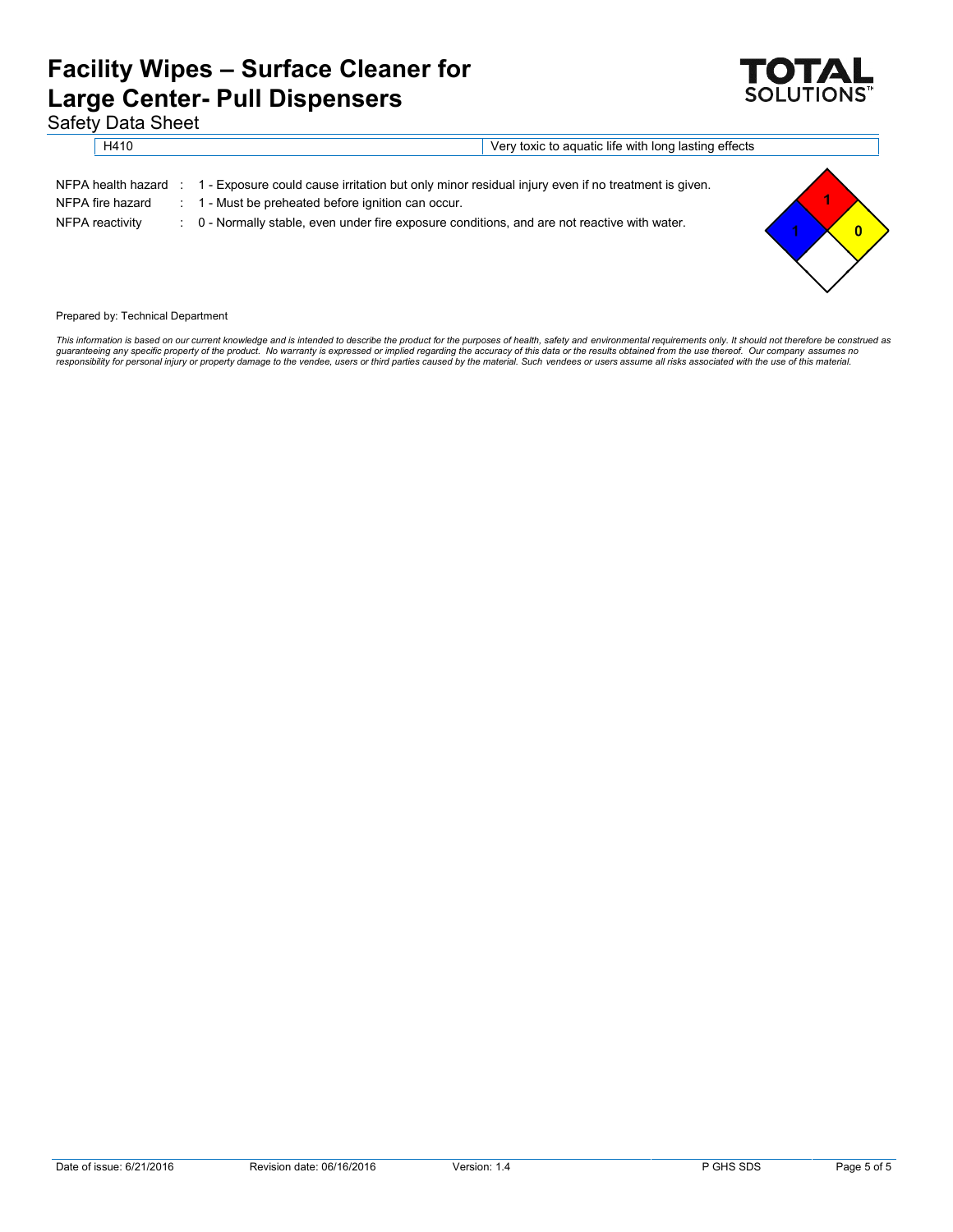| | |
|---|---|
| H410 | Very toxic to aquatic life with long lasting effects |

NFPA health hazard : 1 - Exposure could cause irritation but only minor residual injury even if no treatment is given.

NFPA fire hazard : 1 - Must be preheated before ignition can occur.

NFPA reactivity : 0 - Normally stable, even under fire exposure conditions, and are not reactive with water.

1

1

0

Prepared by: Technical Department

*This information is based on our current knowledge and is intended to describe the product for the purposes of health, safety and environmental requirements only. It should not therefore be construed as guaranteeing any specific property of the product. No warranty is expressed or implied regarding the accuracy of this data or the results obtained from the use thereof. Our company assumes no responsibility for personal injury or property damage to the vendee, users or third parties caused by the material. Such vendees or users assume all risks associated with the use of this material.*